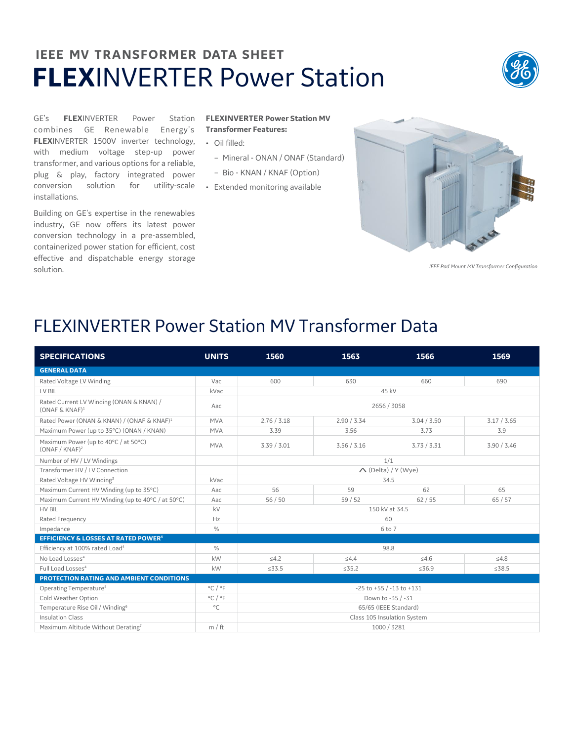# IEEE MV TRANSFORMER DATA SHEET

# **FLEX**INVERTER Power Station

GE's **FLEX**INVERTER Power Station combines GE Renewable Energy's **FLEX**INVERTER 1500V inverter technology, with medium voltage step-up power transformer, and various options for a reliable, plug & play, factory integrated power conversion solution for utility-scale installations.

Building on GE's expertise in the renewables industry, GE now offers its latest power conversion technology in a pre-assembled, containerized power station for efficient, cost effective and dispatchable energy storage solution.

**FLEXINVERTER Power Station MV Transformer Features:**

- Oil filled:
  - Mineral - ONAN / ONAF (Standard)
  - Bio - KNAN / KNAF (Option)
- Extended monitoring available

*IEEE Pad Mount MV Transformer Configuration*

## FLEXINVERTER Power Station MV Transformer Data

| SPECIFICATIONS | UNITS | 1560 | 1563 | 1566 | 1569 |
|---|---|---|---|---|---|
| **GENERAL DATA** | | | | | |
| Rated Voltage LV Winding | Vac | 600 | 630 | 660 | 690 |
| LV BIL | kVac | 45 kV | | | |
| Rated Current LV Winding (ONAN & KNAN) / (ONAF & KNAF)[1] | Aac | 2656 / 3058 | | | |
| Rated Power (ONAN & KNAN) / (ONAF & KNAF)[1] | MVA | 2.76 / 3.18 | 2.90 / 3.34 | 3.04 / 3.50 | 3.17 / 3.65 |
| Maximum Power (up to 35°C) (ONAN / KNAN) | MVA | 3.39 | 3.56 | 3.73 | 3.9 |
| Maximum Power (up to 40°C / at 50°C) (ONAF / KNAF)[2] | MVA | 3.39 / 3.01 | 3.56 / 3.16 | 3.73 / 3.31 | 3.90 / 3.46 |
| Number of HV / LV Windings | | 1/1 | | | |
| Transformer HV / LV Connection | | △ (Delta) / Y (Wye) | | | |
| Rated Voltage HV Winding[3] | kVac | 34.5 | | | |
| Maximum Current HV Winding (up to 35°C) | Aac | 56 | 59 | 62 | 65 |
| Maximum Current HV Winding (up to 40°C / at 50°C) | Aac | 56 / 50 | 59 / 52 | 62 / 55 | 65 / 57 |
| HV BIL | kV | 150 kV at 34.5 | | | |
| Rated Frequency | Hz | 60 | | | |
| Impedance | % | 6 to 7 | | | |
| **EFFICIENCY & LOSSES AT RATED POWER[4]** | | | | | |
| Efficiency at 100% rated Load[4] | % | 98.8 | | | |
| No Load Losses[4] | kW | ≤4.2 | ≤4.4 | ≤4.6 | ≤4.8 |
| Full Load Losses[4] | kW | ≤33.5 | ≤35.2 | ≤36.9 | ≤38.5 |
| **PROTECTION RATING AND AMBIENT CONDITIONS** | | | | | |
| Operating Temperature[5] | °C / °F | -25 to +55 / -13 to +131 | | | |
| Cold Weather Option | °C / °F | Down to -35 / -31 | | | |
| Temperature Rise Oil / Winding[6] | °C | 65/65 (IEEE Standard) | | | |
| Insulation Class | | Class 105 Insulation System | | | |
| Maximum Altitude Without Derating[7] | m / ft | 1000 / 3281 | | | |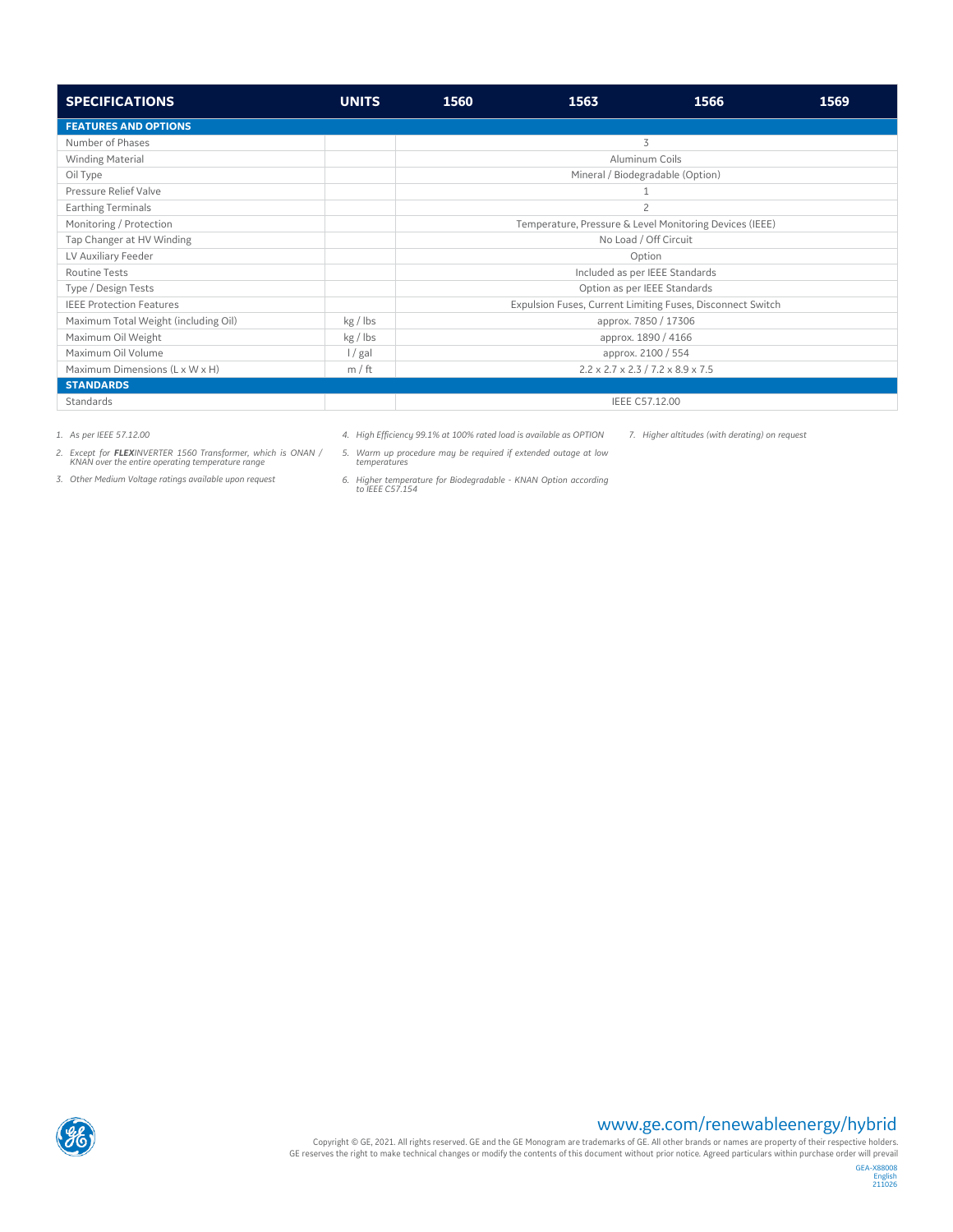| SPECIFICATIONS | UNITS | 1560 | 1563 | 1566 | 1569 |
|---|---|---|---|---|---|
| **FEATURES AND OPTIONS** | | | | | |
| Number of Phases | | 3 | | | |
| Winding Material | | Aluminum Coils | | | |
| Oil Type | | Mineral / Biodegradable (Option) | | | |
| Pressure Relief Valve | | 1 | | | |
| Earthing Terminals | | 2 | | | |
| Monitoring / Protection | | Temperature, Pressure & Level Monitoring Devices (IEEE) | | | |
| Tap Changer at HV Winding | | No Load / Off Circuit | | | |
| LV Auxiliary Feeder | | Option | | | |
| Routine Tests | | Included as per IEEE Standards | | | |
| Type / Design Tests | | Option as per IEEE Standards | | | |
| IEEE Protection Features | | Expulsion Fuses, Current Limiting Fuses, Disconnect Switch | | | |
| Maximum Total Weight (including Oil) | kg / lbs | approx. 7850 / 17306 | | | |
| Maximum Oil Weight | kg / lbs | approx. 1890 / 4166 | | | |
| Maximum Oil Volume | l / gal | approx. 2100 / 554 | | | |
| Maximum Dimensions (L x W x H) | m / ft | 2.2 x 2.7 x 2.3 / 7.2 x 8.9 x 7.5 | | | |
| **STANDARDS** | | | | | |
| Standards | | IEEE C57.12.00 | | | |

*1. As per IEEE 57.12.00*

*2. Except for **FLEX**INVERTER 1560 Transformer, which is ONAN / KNAN over the entire operating temperature range*

*3. Other Medium Voltage ratings available upon request*

*4. High Efficiency 99.1% at 100% rated load is available as OPTION*

*5. Warm up procedure may be required if extended outage at low temperatures*

*6. Higher temperature for Biodegradable - KNAN Option according to IEEE C57.154*

*7. Higher altitudes (with derating) on request*

www.ge.com/renewableenergy/hybrid

Copyright © GE, 2021. All rights reserved. GE and the GE Monogram are trademarks of GE. All other brands or names are property of their respective holders. GE reserves the right to make technical changes or modify the contents of this document without prior notice. Agreed particulars within purchase order will prevail

GEA-X88008
English
211026